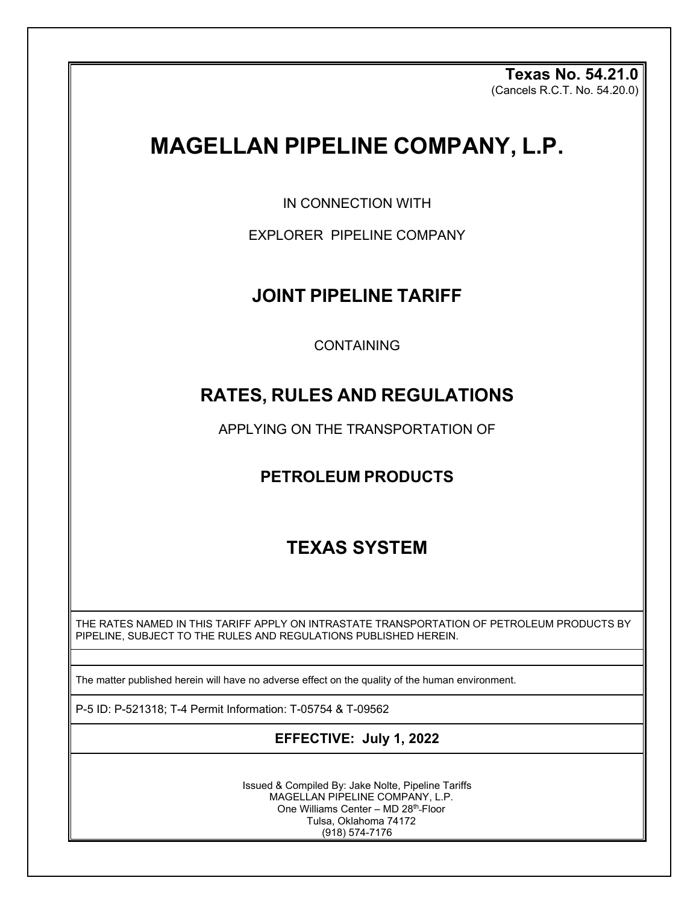**Texas No. 54.21.0**
(Cancels R.C.T. No. 54.20.0)

# MAGELLAN PIPELINE COMPANY, L.P.

IN CONNECTION WITH

EXPLORER PIPELINE COMPANY

## JOINT PIPELINE TARIFF

CONTAINING

## RATES, RULES AND REGULATIONS

APPLYING ON THE TRANSPORTATION OF

### PETROLEUM PRODUCTS

## TEXAS SYSTEM

THE RATES NAMED IN THIS TARIFF APPLY ON INTRASTATE TRANSPORTATION OF PETROLEUM PRODUCTS BY PIPELINE, SUBJECT TO THE RULES AND REGULATIONS PUBLISHED HEREIN.

The matter published herein will have no adverse effect on the quality of the human environment.

P-5 ID: P-521318; T-4 Permit Information: T-05754 & T-09562

**EFFECTIVE: July 1, 2022**

Issued & Compiled By: Jake Nolte, Pipeline Tariffs
MAGELLAN PIPELINE COMPANY, L.P.
One Williams Center – MD 28th-Floor
Tulsa, Oklahoma 74172
(918) 574-7176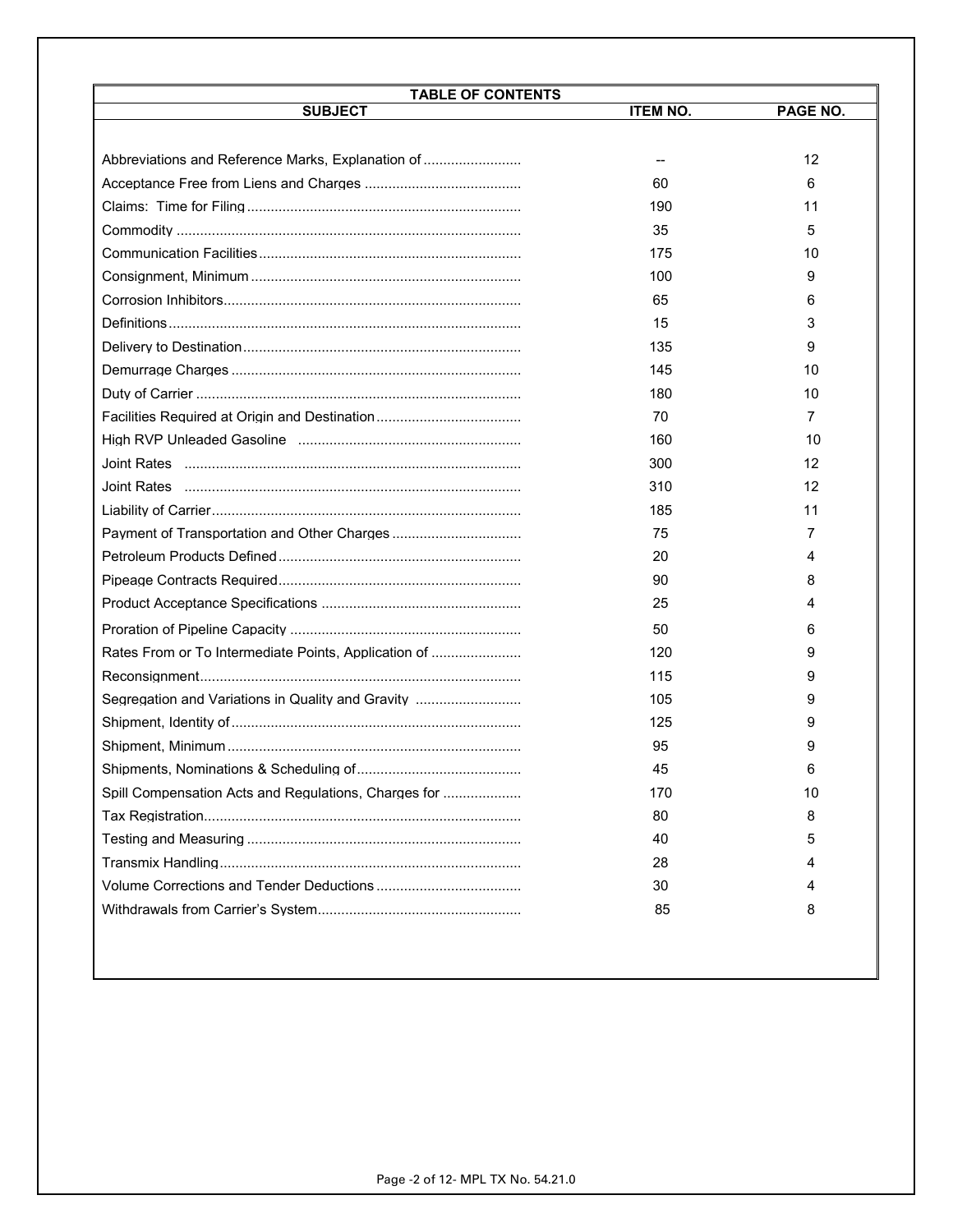## TABLE OF CONTENTS

| SUBJECT | ITEM NO. | PAGE NO. |
|---|---|---|
| Abbreviations and Reference Marks, Explanation of | -- | 12 |
| Acceptance Free from Liens and Charges | 60 | 6 |
| Claims: Time for Filing | 190 | 11 |
| Commodity | 35 | 5 |
| Communication Facilities | 175 | 10 |
| Consignment, Minimum | 100 | 9 |
| Corrosion Inhibitors | 65 | 6 |
| Definitions | 15 | 3 |
| Delivery to Destination | 135 | 9 |
| Demurrage Charges | 145 | 10 |
| Duty of Carrier | 180 | 10 |
| Facilities Required at Origin and Destination | 70 | 7 |
| High RVP Unleaded Gasoline | 160 | 10 |
| Joint Rates | 300 | 12 |
| Joint Rates | 310 | 12 |
| Liability of Carrier | 185 | 11 |
| Payment of Transportation and Other Charges | 75 | 7 |
| Petroleum Products Defined | 20 | 4 |
| Pipeage Contracts Required | 90 | 8 |
| Product Acceptance Specifications | 25 | 4 |
| Proration of Pipeline Capacity | 50 | 6 |
| Rates From or To Intermediate Points, Application of | 120 | 9 |
| Reconsignment | 115 | 9 |
| Segregation and Variations in Quality and Gravity | 105 | 9 |
| Shipment, Identity of | 125 | 9 |
| Shipment, Minimum | 95 | 9 |
| Shipments, Nominations & Scheduling of | 45 | 6 |
| Spill Compensation Acts and Regulations, Charges for | 170 | 10 |
| Tax Registration | 80 | 8 |
| Testing and Measuring | 40 | 5 |
| Transmix Handling | 28 | 4 |
| Volume Corrections and Tender Deductions | 30 | 4 |
| Withdrawals from Carrier's System | 85 | 8 |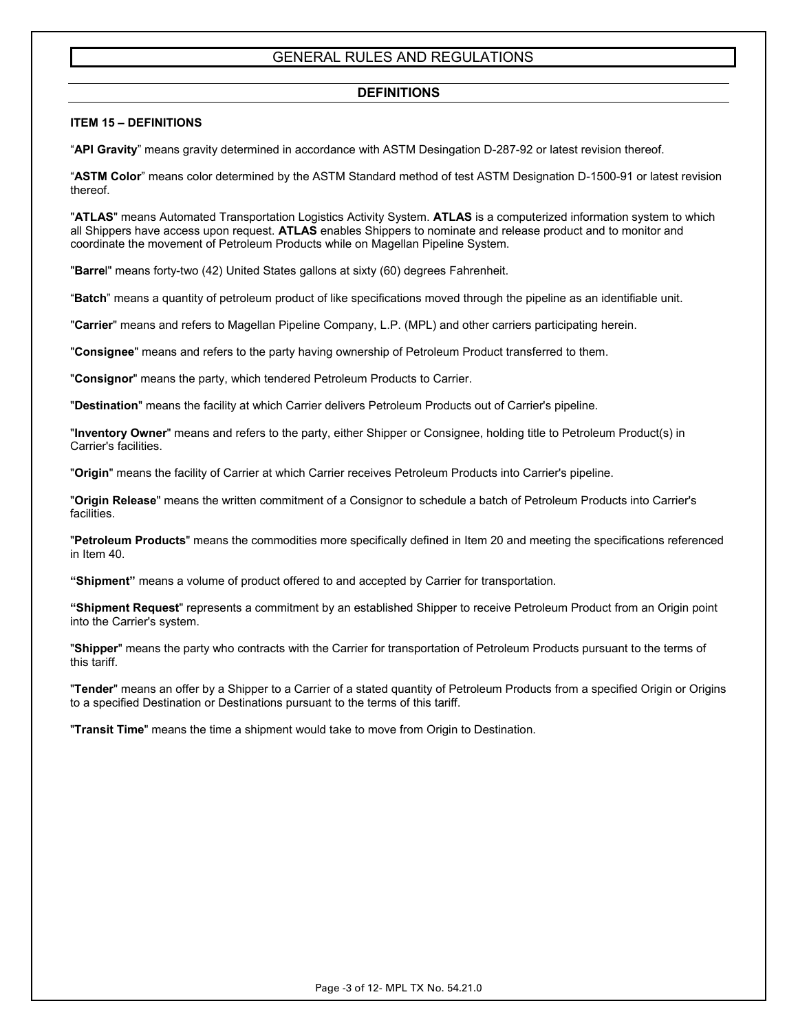# GENERAL RULES AND REGULATIONS

## DEFINITIONS

**ITEM 15 – DEFINITIONS**

"**API Gravity**" means gravity determined in accordance with ASTM Desingation D-287-92 or latest revision thereof.

"**ASTM Color**" means color determined by the ASTM Standard method of test ASTM Designation D-1500-91 or latest revision thereof.

"**ATLAS**" means Automated Transportation Logistics Activity System. **ATLAS** is a computerized information system to which all Shippers have access upon request. **ATLAS** enables Shippers to nominate and release product and to monitor and coordinate the movement of Petroleum Products while on Magellan Pipeline System.

"**Barrel**" means forty-two (42) United States gallons at sixty (60) degrees Fahrenheit.

"**Batch**" means a quantity of petroleum product of like specifications moved through the pipeline as an identifiable unit.

"**Carrier**" means and refers to Magellan Pipeline Company, L.P. (MPL) and other carriers participating herein.

"**Consignee**" means and refers to the party having ownership of Petroleum Product transferred to them.

"**Consignor**" means the party, which tendered Petroleum Products to Carrier.

"**Destination**" means the facility at which Carrier delivers Petroleum Products out of Carrier's pipeline.

"**Inventory Owner**" means and refers to the party, either Shipper or Consignee, holding title to Petroleum Product(s) in Carrier's facilities.

"**Origin**" means the facility of Carrier at which Carrier receives Petroleum Products into Carrier's pipeline.

"**Origin Release**" means the written commitment of a Consignor to schedule a batch of Petroleum Products into Carrier's facilities.

"**Petroleum Products**" means the commodities more specifically defined in Item 20 and meeting the specifications referenced in Item 40.

**"Shipment"** means a volume of product offered to and accepted by Carrier for transportation.

**"Shipment Request**" represents a commitment by an established Shipper to receive Petroleum Product from an Origin point into the Carrier's system.

"**Shipper**" means the party who contracts with the Carrier for transportation of Petroleum Products pursuant to the terms of this tariff.

"**Tender**" means an offer by a Shipper to a Carrier of a stated quantity of Petroleum Products from a specified Origin or Origins to a specified Destination or Destinations pursuant to the terms of this tariff.

"**Transit Time**" means the time a shipment would take to move from Origin to Destination.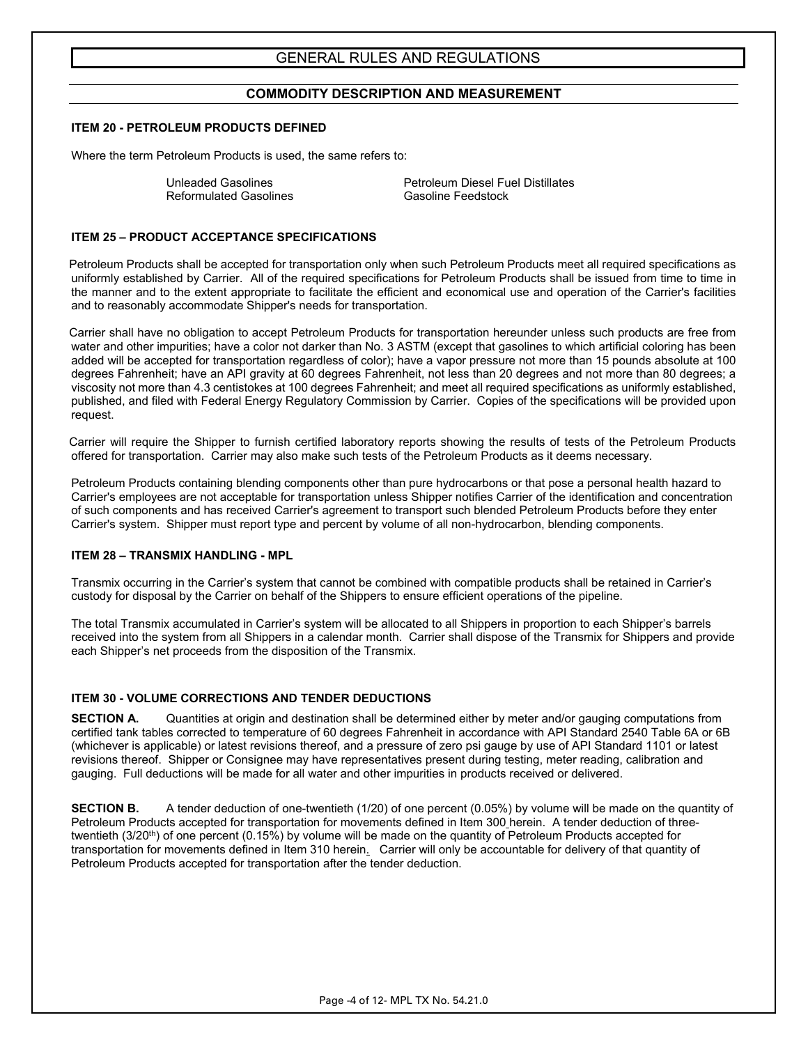# GENERAL RULES AND REGULATIONS

## COMMODITY DESCRIPTION AND MEASUREMENT

### ITEM 20 - PETROLEUM PRODUCTS DEFINED

Where the term Petroleum Products is used, the same refers to:

- Unleaded Gasolines
- Reformulated Gasolines
- Petroleum Diesel Fuel Distillates
- Gasoline Feedstock

### ITEM 25 – PRODUCT ACCEPTANCE SPECIFICATIONS

Petroleum Products shall be accepted for transportation only when such Petroleum Products meet all required specifications as uniformly established by Carrier. All of the required specifications for Petroleum Products shall be issued from time to time in the manner and to the extent appropriate to facilitate the efficient and economical use and operation of the Carrier's facilities and to reasonably accommodate Shipper's needs for transportation.

Carrier shall have no obligation to accept Petroleum Products for transportation hereunder unless such products are free from water and other impurities; have a color not darker than No. 3 ASTM (except that gasolines to which artificial coloring has been added will be accepted for transportation regardless of color); have a vapor pressure not more than 15 pounds absolute at 100 degrees Fahrenheit; have an API gravity at 60 degrees Fahrenheit, not less than 20 degrees and not more than 80 degrees; a viscosity not more than 4.3 centistokes at 100 degrees Fahrenheit; and meet all required specifications as uniformly established, published, and filed with Federal Energy Regulatory Commission by Carrier. Copies of the specifications will be provided upon request.

Carrier will require the Shipper to furnish certified laboratory reports showing the results of tests of the Petroleum Products offered for transportation. Carrier may also make such tests of the Petroleum Products as it deems necessary.

Petroleum Products containing blending components other than pure hydrocarbons or that pose a personal health hazard to Carrier's employees are not acceptable for transportation unless Shipper notifies Carrier of the identification and concentration of such components and has received Carrier's agreement to transport such blended Petroleum Products before they enter Carrier's system. Shipper must report type and percent by volume of all non-hydrocarbon, blending components.

### ITEM 28 – TRANSMIX HANDLING - MPL

Transmix occurring in the Carrier's system that cannot be combined with compatible products shall be retained in Carrier's custody for disposal by the Carrier on behalf of the Shippers to ensure efficient operations of the pipeline.

The total Transmix accumulated in Carrier's system will be allocated to all Shippers in proportion to each Shipper's barrels received into the system from all Shippers in a calendar month. Carrier shall dispose of the Transmix for Shippers and provide each Shipper's net proceeds from the disposition of the Transmix.

### ITEM 30 - VOLUME CORRECTIONS AND TENDER DEDUCTIONS

**SECTION A.** Quantities at origin and destination shall be determined either by meter and/or gauging computations from certified tank tables corrected to temperature of 60 degrees Fahrenheit in accordance with API Standard 2540 Table 6A or 6B (whichever is applicable) or latest revisions thereof, and a pressure of zero psi gauge by use of API Standard 1101 or latest revisions thereof. Shipper or Consignee may have representatives present during testing, meter reading, calibration and gauging. Full deductions will be made for all water and other impurities in products received or delivered.

**SECTION B.** A tender deduction of one-twentieth (1/20) of one percent (0.05%) by volume will be made on the quantity of Petroleum Products accepted for transportation for movements defined in Item 300 herein. A tender deduction of three-twentieth (3/20th) of one percent (0.15%) by volume will be made on the quantity of Petroleum Products accepted for transportation for movements defined in Item 310 herein. Carrier will only be accountable for delivery of that quantity of Petroleum Products accepted for transportation after the tender deduction.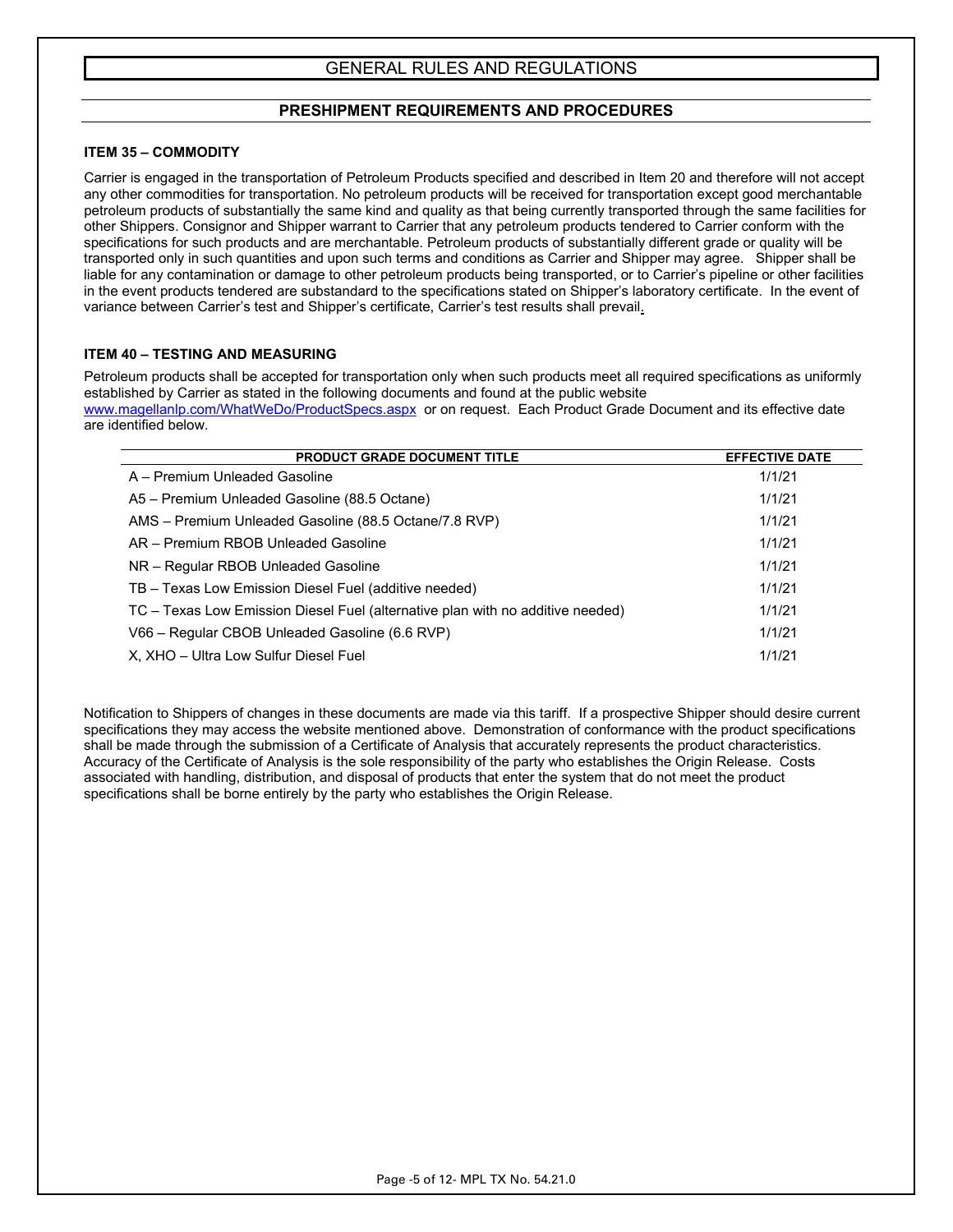# GENERAL RULES AND REGULATIONS

## PRESHIPMENT REQUIREMENTS AND PROCEDURES

### ITEM 35 – COMMODITY

Carrier is engaged in the transportation of Petroleum Products specified and described in Item 20 and therefore will not accept any other commodities for transportation. No petroleum products will be received for transportation except good merchantable petroleum products of substantially the same kind and quality as that being currently transported through the same facilities for other Shippers. Consignor and Shipper warrant to Carrier that any petroleum products tendered to Carrier conform with the specifications for such products and are merchantable. Petroleum products of substantially different grade or quality will be transported only in such quantities and upon such terms and conditions as Carrier and Shipper may agree. Shipper shall be liable for any contamination or damage to other petroleum products being transported, or to Carrier's pipeline or other facilities in the event products tendered are substandard to the specifications stated on Shipper's laboratory certificate. In the event of variance between Carrier's test and Shipper's certificate, Carrier's test results shall prevail.

### ITEM 40 – TESTING AND MEASURING

Petroleum products shall be accepted for transportation only when such products meet all required specifications as uniformly established by Carrier as stated in the following documents and found at the public website www.magellanlp.com/WhatWeDo/ProductSpecs.aspx or on request. Each Product Grade Document and its effective date are identified below.

| PRODUCT GRADE DOCUMENT TITLE | EFFECTIVE DATE |
| --- | --- |
| A – Premium Unleaded Gasoline | 1/1/21 |
| A5 – Premium Unleaded Gasoline (88.5 Octane) | 1/1/21 |
| AMS – Premium Unleaded Gasoline (88.5 Octane/7.8 RVP) | 1/1/21 |
| AR – Premium RBOB Unleaded Gasoline | 1/1/21 |
| NR – Regular RBOB Unleaded Gasoline | 1/1/21 |
| TB – Texas Low Emission Diesel Fuel (additive needed) | 1/1/21 |
| TC – Texas Low Emission Diesel Fuel (alternative plan with no additive needed) | 1/1/21 |
| V66 – Regular CBOB Unleaded Gasoline (6.6 RVP) | 1/1/21 |
| X, XHO – Ultra Low Sulfur Diesel Fuel | 1/1/21 |

Notification to Shippers of changes in these documents are made via this tariff. If a prospective Shipper should desire current specifications they may access the website mentioned above. Demonstration of conformance with the product specifications shall be made through the submission of a Certificate of Analysis that accurately represents the product characteristics. Accuracy of the Certificate of Analysis is the sole responsibility of the party who establishes the Origin Release. Costs associated with handling, distribution, and disposal of products that enter the system that do not meet the product specifications shall be borne entirely by the party who establishes the Origin Release.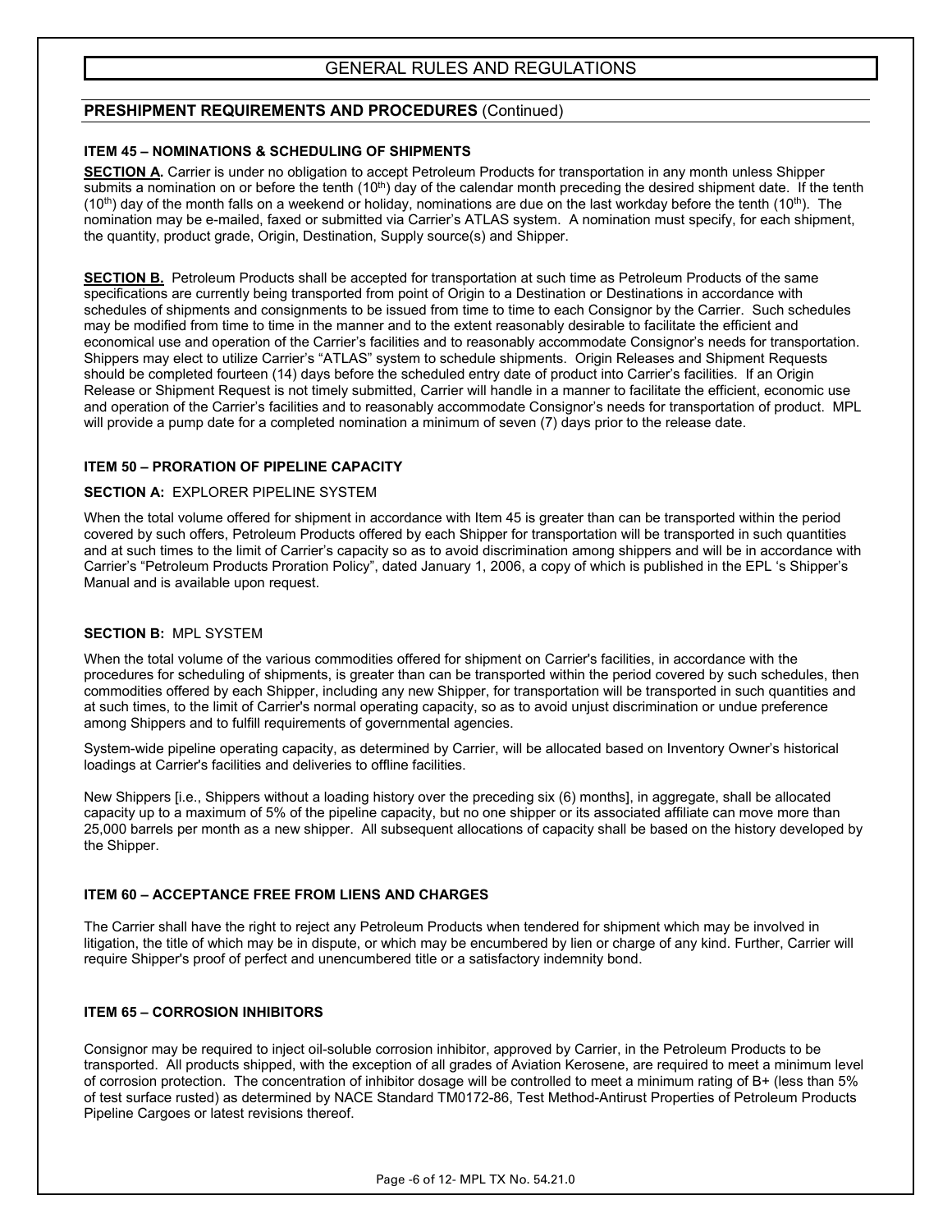# GENERAL RULES AND REGULATIONS

## PRESHIPMENT REQUIREMENTS AND PROCEDURES (Continued)

### ITEM 45 – NOMINATIONS & SCHEDULING OF SHIPMENTS

**SECTION A.** Carrier is under no obligation to accept Petroleum Products for transportation in any month unless Shipper submits a nomination on or before the tenth ($10^{th}$) day of the calendar month preceding the desired shipment date. If the tenth ($10^{th}$) day of the month falls on a weekend or holiday, nominations are due on the last workday before the tenth ($10^{th}$). The nomination may be e-mailed, faxed or submitted via Carrier's ATLAS system. A nomination must specify, for each shipment, the quantity, product grade, Origin, Destination, Supply source(s) and Shipper.

**SECTION B.** Petroleum Products shall be accepted for transportation at such time as Petroleum Products of the same specifications are currently being transported from point of Origin to a Destination or Destinations in accordance with schedules of shipments and consignments to be issued from time to time to each Consignor by the Carrier. Such schedules may be modified from time to time in the manner and to the extent reasonably desirable to facilitate the efficient and economical use and operation of the Carrier's facilities and to reasonably accommodate Consignor's needs for transportation. Shippers may elect to utilize Carrier's "ATLAS" system to schedule shipments. Origin Releases and Shipment Requests should be completed fourteen (14) days before the scheduled entry date of product into Carrier's facilities. If an Origin Release or Shipment Request is not timely submitted, Carrier will handle in a manner to facilitate the efficient, economic use and operation of the Carrier's facilities and to reasonably accommodate Consignor's needs for transportation of product. MPL will provide a pump date for a completed nomination a minimum of seven (7) days prior to the release date.

### ITEM 50 – PRORATION OF PIPELINE CAPACITY

**SECTION A:** EXPLORER PIPELINE SYSTEM

When the total volume offered for shipment in accordance with Item 45 is greater than can be transported within the period covered by such offers, Petroleum Products offered by each Shipper for transportation will be transported in such quantities and at such times to the limit of Carrier's capacity so as to avoid discrimination among shippers and will be in accordance with Carrier's "Petroleum Products Proration Policy", dated January 1, 2006, a copy of which is published in the EPL 's Shipper's Manual and is available upon request.

**SECTION B:** MPL SYSTEM

When the total volume of the various commodities offered for shipment on Carrier's facilities, in accordance with the procedures for scheduling of shipments, is greater than can be transported within the period covered by such schedules, then commodities offered by each Shipper, including any new Shipper, for transportation will be transported in such quantities and at such times, to the limit of Carrier's normal operating capacity, so as to avoid unjust discrimination or undue preference among Shippers and to fulfill requirements of governmental agencies.

System-wide pipeline operating capacity, as determined by Carrier, will be allocated based on Inventory Owner's historical loadings at Carrier's facilities and deliveries to offline facilities.

New Shippers [i.e., Shippers without a loading history over the preceding six (6) months], in aggregate, shall be allocated capacity up to a maximum of 5% of the pipeline capacity, but no one shipper or its associated affiliate can move more than 25,000 barrels per month as a new shipper. All subsequent allocations of capacity shall be based on the history developed by the Shipper.

### ITEM 60 – ACCEPTANCE FREE FROM LIENS AND CHARGES

The Carrier shall have the right to reject any Petroleum Products when tendered for shipment which may be involved in litigation, the title of which may be in dispute, or which may be encumbered by lien or charge of any kind. Further, Carrier will require Shipper's proof of perfect and unencumbered title or a satisfactory indemnity bond.

### ITEM 65 – CORROSION INHIBITORS

Consignor may be required to inject oil-soluble corrosion inhibitor, approved by Carrier, in the Petroleum Products to be transported. All products shipped, with the exception of all grades of Aviation Kerosene, are required to meet a minimum level of corrosion protection. The concentration of inhibitor dosage will be controlled to meet a minimum rating of B+ (less than 5% of test surface rusted) as determined by NACE Standard TM0172-86, Test Method-Antirust Properties of Petroleum Products Pipeline Cargoes or latest revisions thereof.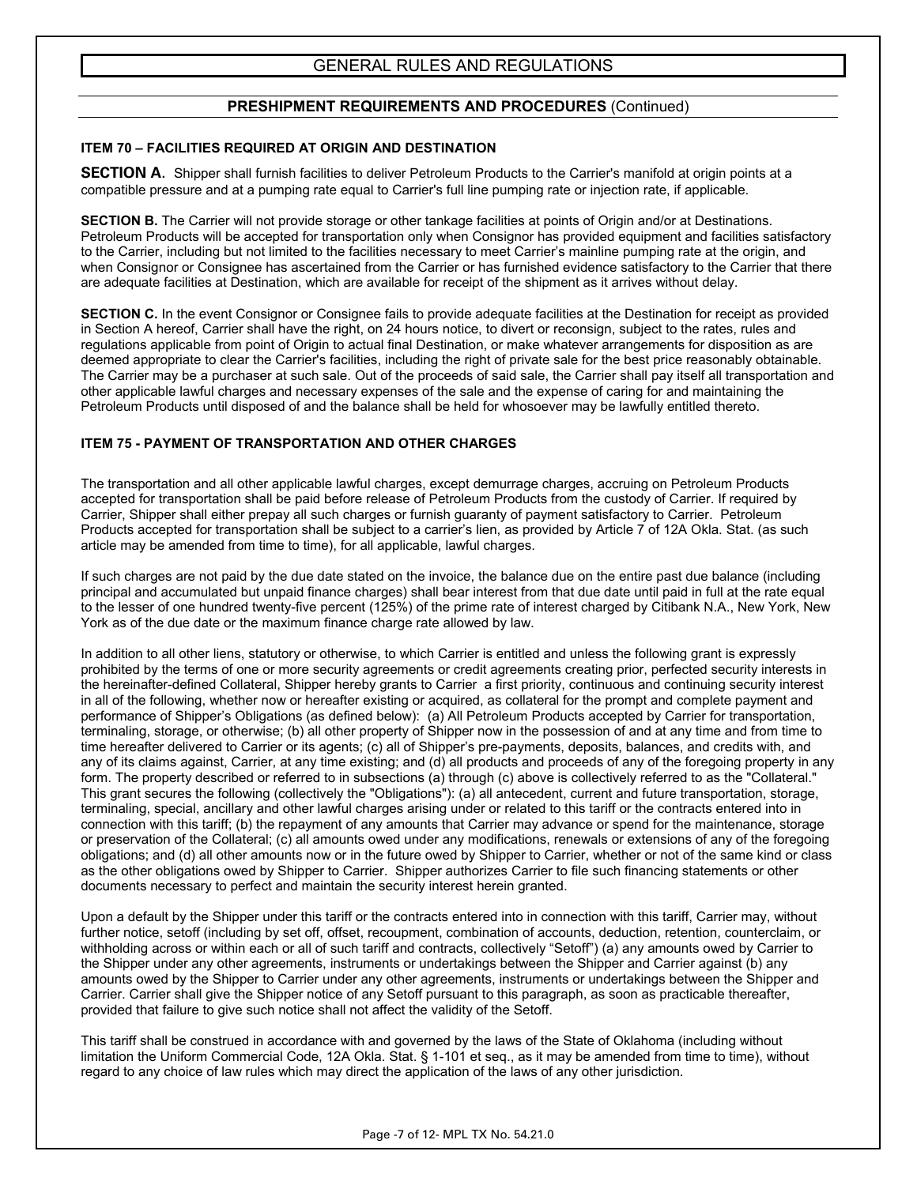# GENERAL RULES AND REGULATIONS

## PRESHIPMENT REQUIREMENTS AND PROCEDURES (Continued)

### ITEM 70 – FACILITIES REQUIRED AT ORIGIN AND DESTINATION

**SECTION A.** Shipper shall furnish facilities to deliver Petroleum Products to the Carrier's manifold at origin points at a compatible pressure and at a pumping rate equal to Carrier's full line pumping rate or injection rate, if applicable.

**SECTION B.** The Carrier will not provide storage or other tankage facilities at points of Origin and/or at Destinations. Petroleum Products will be accepted for transportation only when Consignor has provided equipment and facilities satisfactory to the Carrier, including but not limited to the facilities necessary to meet Carrier's mainline pumping rate at the origin, and when Consignor or Consignee has ascertained from the Carrier or has furnished evidence satisfactory to the Carrier that there are adequate facilities at Destination, which are available for receipt of the shipment as it arrives without delay.

**SECTION C.** In the event Consignor or Consignee fails to provide adequate facilities at the Destination for receipt as provided in Section A hereof, Carrier shall have the right, on 24 hours notice, to divert or reconsign, subject to the rates, rules and regulations applicable from point of Origin to actual final Destination, or make whatever arrangements for disposition as are deemed appropriate to clear the Carrier's facilities, including the right of private sale for the best price reasonably obtainable. The Carrier may be a purchaser at such sale. Out of the proceeds of said sale, the Carrier shall pay itself all transportation and other applicable lawful charges and necessary expenses of the sale and the expense of caring for and maintaining the Petroleum Products until disposed of and the balance shall be held for whosoever may be lawfully entitled thereto.

### ITEM 75 - PAYMENT OF TRANSPORTATION AND OTHER CHARGES

The transportation and all other applicable lawful charges, except demurrage charges, accruing on Petroleum Products accepted for transportation shall be paid before release of Petroleum Products from the custody of Carrier. If required by Carrier, Shipper shall either prepay all such charges or furnish guaranty of payment satisfactory to Carrier. Petroleum Products accepted for transportation shall be subject to a carrier's lien, as provided by Article 7 of 12A Okla. Stat. (as such article may be amended from time to time), for all applicable, lawful charges.

If such charges are not paid by the due date stated on the invoice, the balance due on the entire past due balance (including principal and accumulated but unpaid finance charges) shall bear interest from that due date until paid in full at the rate equal to the lesser of one hundred twenty-five percent (125%) of the prime rate of interest charged by Citibank N.A., New York, New York as of the due date or the maximum finance charge rate allowed by law.

In addition to all other liens, statutory or otherwise, to which Carrier is entitled and unless the following grant is expressly prohibited by the terms of one or more security agreements or credit agreements creating prior, perfected security interests in the hereinafter-defined Collateral, Shipper hereby grants to Carrier a first priority, continuous and continuing security interest in all of the following, whether now or hereafter existing or acquired, as collateral for the prompt and complete payment and performance of Shipper's Obligations (as defined below): (a) All Petroleum Products accepted by Carrier for transportation, terminaling, storage, or otherwise; (b) all other property of Shipper now in the possession of and at any time and from time to time hereafter delivered to Carrier or its agents; (c) all of Shipper's pre-payments, deposits, balances, and credits with, and any of its claims against, Carrier, at any time existing; and (d) all products and proceeds of any of the foregoing property in any form. The property described or referred to in subsections (a) through (c) above is collectively referred to as the "Collateral." This grant secures the following (collectively the "Obligations"): (a) all antecedent, current and future transportation, storage, terminaling, special, ancillary and other lawful charges arising under or related to this tariff or the contracts entered into in connection with this tariff; (b) the repayment of any amounts that Carrier may advance or spend for the maintenance, storage or preservation of the Collateral; (c) all amounts owed under any modifications, renewals or extensions of any of the foregoing obligations; and (d) all other amounts now or in the future owed by Shipper to Carrier, whether or not of the same kind or class as the other obligations owed by Shipper to Carrier. Shipper authorizes Carrier to file such financing statements or other documents necessary to perfect and maintain the security interest herein granted.

Upon a default by the Shipper under this tariff or the contracts entered into in connection with this tariff, Carrier may, without further notice, setoff (including by set off, offset, recoupment, combination of accounts, deduction, retention, counterclaim, or withholding across or within each or all of such tariff and contracts, collectively "Setoff") (a) any amounts owed by Carrier to the Shipper under any other agreements, instruments or undertakings between the Shipper and Carrier against (b) any amounts owed by the Shipper to Carrier under any other agreements, instruments or undertakings between the Shipper and Carrier. Carrier shall give the Shipper notice of any Setoff pursuant to this paragraph, as soon as practicable thereafter, provided that failure to give such notice shall not affect the validity of the Setoff.

This tariff shall be construed in accordance with and governed by the laws of the State of Oklahoma (including without limitation the Uniform Commercial Code, 12A Okla. Stat. § 1-101 et seq., as it may be amended from time to time), without regard to any choice of law rules which may direct the application of the laws of any other jurisdiction.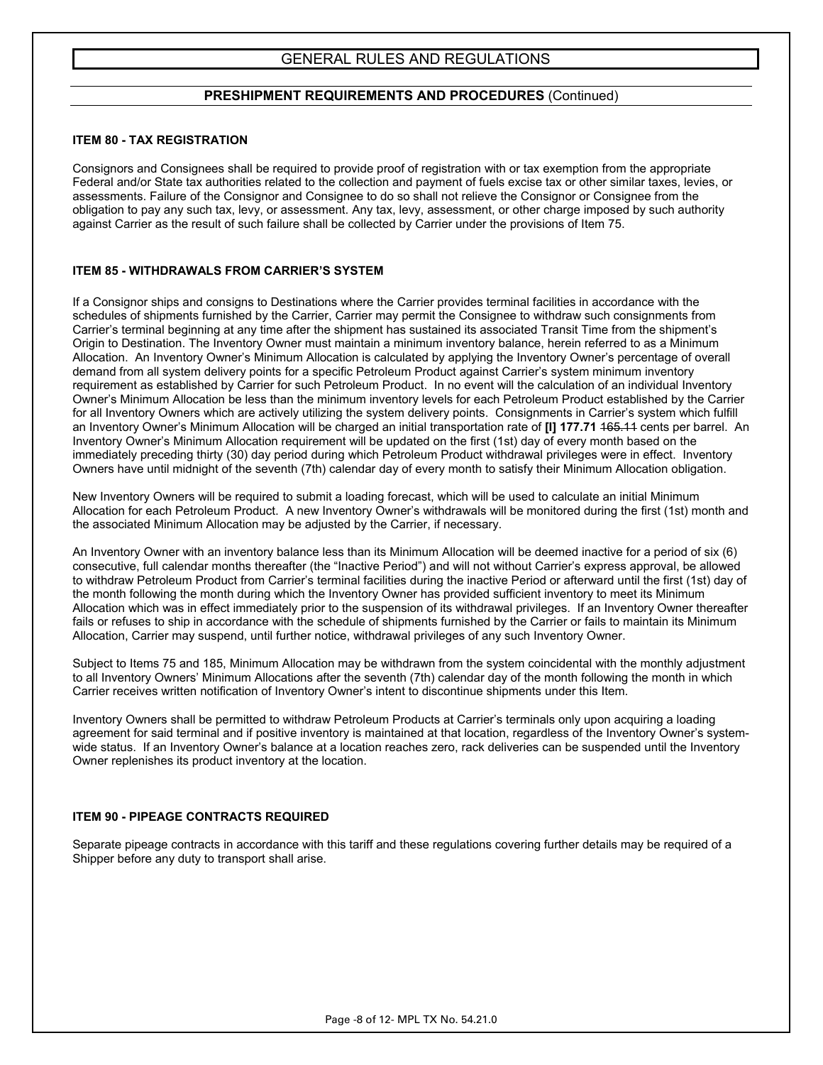# GENERAL RULES AND REGULATIONS

## PRESHIPMENT REQUIREMENTS AND PROCEDURES (Continued)

### ITEM 80 - TAX REGISTRATION

Consignors and Consignees shall be required to provide proof of registration with or tax exemption from the appropriate Federal and/or State tax authorities related to the collection and payment of fuels excise tax or other similar taxes, levies, or assessments. Failure of the Consignor and Consignee to do so shall not relieve the Consignor or Consignee from the obligation to pay any such tax, levy, or assessment. Any tax, levy, assessment, or other charge imposed by such authority against Carrier as the result of such failure shall be collected by Carrier under the provisions of Item 75.

### ITEM 85 - WITHDRAWALS FROM CARRIER'S SYSTEM

If a Consignor ships and consigns to Destinations where the Carrier provides terminal facilities in accordance with the schedules of shipments furnished by the Carrier, Carrier may permit the Consignee to withdraw such consignments from Carrier's terminal beginning at any time after the shipment has sustained its associated Transit Time from the shipment's Origin to Destination. The Inventory Owner must maintain a minimum inventory balance, herein referred to as a Minimum Allocation. An Inventory Owner's Minimum Allocation is calculated by applying the Inventory Owner's percentage of overall demand from all system delivery points for a specific Petroleum Product against Carrier's system minimum inventory requirement as established by Carrier for such Petroleum Product. In no event will the calculation of an individual Inventory Owner's Minimum Allocation be less than the minimum inventory levels for each Petroleum Product established by the Carrier for all Inventory Owners which are actively utilizing the system delivery points. Consignments in Carrier's system which fulfill an Inventory Owner's Minimum Allocation will be charged an initial transportation rate of **[I] 177.71** ~~165.11~~ cents per barrel. An Inventory Owner's Minimum Allocation requirement will be updated on the first (1st) day of every month based on the immediately preceding thirty (30) day period during which Petroleum Product withdrawal privileges were in effect. Inventory Owners have until midnight of the seventh (7th) calendar day of every month to satisfy their Minimum Allocation obligation.

New Inventory Owners will be required to submit a loading forecast, which will be used to calculate an initial Minimum Allocation for each Petroleum Product. A new Inventory Owner's withdrawals will be monitored during the first (1st) month and the associated Minimum Allocation may be adjusted by the Carrier, if necessary.

An Inventory Owner with an inventory balance less than its Minimum Allocation will be deemed inactive for a period of six (6) consecutive, full calendar months thereafter (the "Inactive Period") and will not without Carrier's express approval, be allowed to withdraw Petroleum Product from Carrier's terminal facilities during the inactive Period or afterward until the first (1st) day of the month following the month during which the Inventory Owner has provided sufficient inventory to meet its Minimum Allocation which was in effect immediately prior to the suspension of its withdrawal privileges. If an Inventory Owner thereafter fails or refuses to ship in accordance with the schedule of shipments furnished by the Carrier or fails to maintain its Minimum Allocation, Carrier may suspend, until further notice, withdrawal privileges of any such Inventory Owner.

Subject to Items 75 and 185, Minimum Allocation may be withdrawn from the system coincidental with the monthly adjustment to all Inventory Owners' Minimum Allocations after the seventh (7th) calendar day of the month following the month in which Carrier receives written notification of Inventory Owner's intent to discontinue shipments under this Item.

Inventory Owners shall be permitted to withdraw Petroleum Products at Carrier's terminals only upon acquiring a loading agreement for said terminal and if positive inventory is maintained at that location, regardless of the Inventory Owner's system-wide status. If an Inventory Owner's balance at a location reaches zero, rack deliveries can be suspended until the Inventory Owner replenishes its product inventory at the location.

### ITEM 90 - PIPEAGE CONTRACTS REQUIRED

Separate pipeage contracts in accordance with this tariff and these regulations covering further details may be required of a Shipper before any duty to transport shall arise.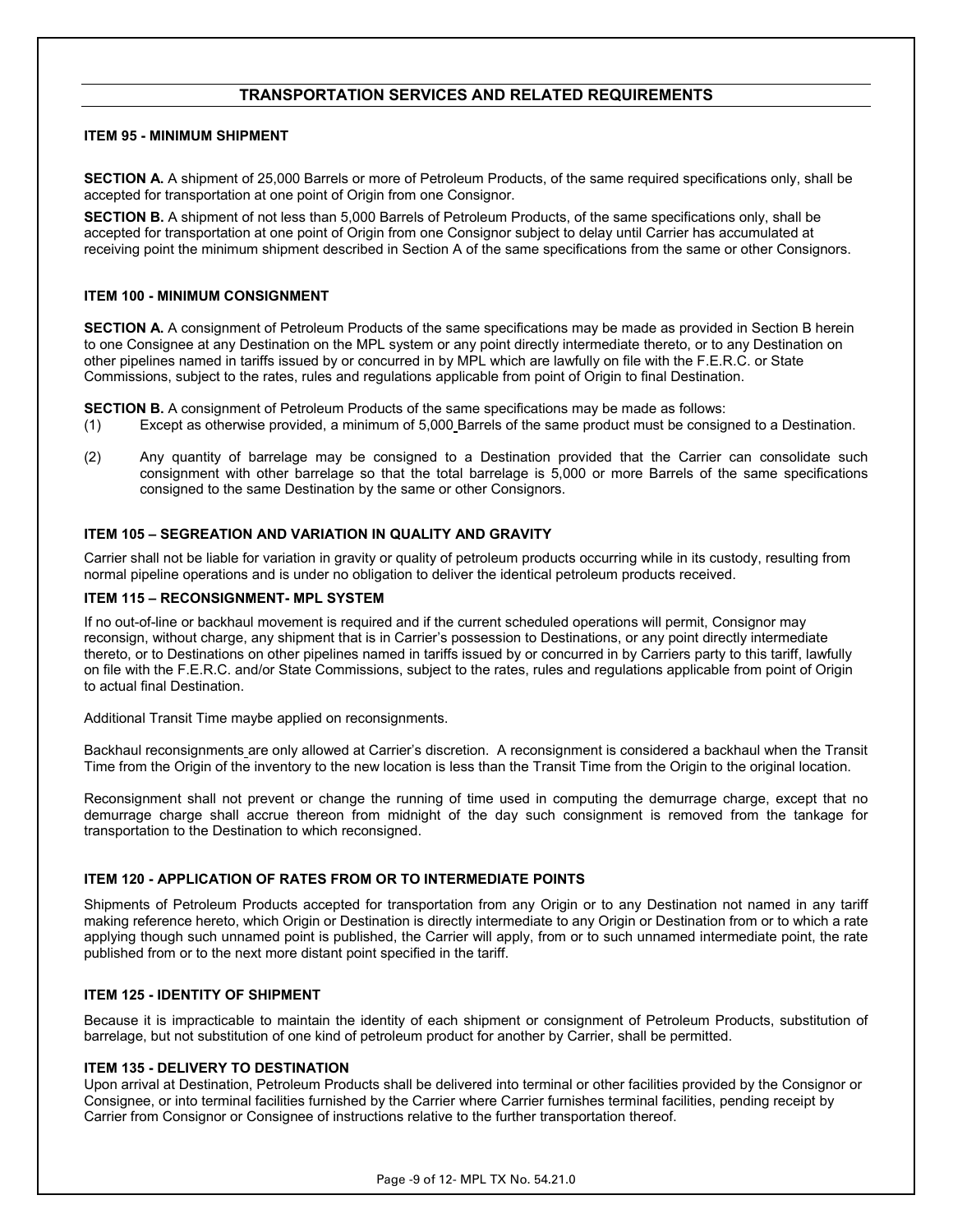## TRANSPORTATION SERVICES AND RELATED REQUIREMENTS

### ITEM 95 - MINIMUM SHIPMENT

**SECTION A.** A shipment of 25,000 Barrels or more of Petroleum Products, of the same required specifications only, shall be accepted for transportation at one point of Origin from one Consignor.

**SECTION B.** A shipment of not less than 5,000 Barrels of Petroleum Products, of the same specifications only, shall be accepted for transportation at one point of Origin from one Consignor subject to delay until Carrier has accumulated at receiving point the minimum shipment described in Section A of the same specifications from the same or other Consignors.

### ITEM 100 - MINIMUM CONSIGNMENT

**SECTION A.** A consignment of Petroleum Products of the same specifications may be made as provided in Section B herein to one Consignee at any Destination on the MPL system or any point directly intermediate thereto, or to any Destination on other pipelines named in tariffs issued by or concurred in by MPL which are lawfully on file with the F.E.R.C. or State Commissions, subject to the rates, rules and regulations applicable from point of Origin to final Destination.

**SECTION B.** A consignment of Petroleum Products of the same specifications may be made as follows:

(1) Except as otherwise provided, a minimum of 5,000 Barrels of the same product must be consigned to a Destination.

(2) Any quantity of barrelage may be consigned to a Destination provided that the Carrier can consolidate such consignment with other barrelage so that the total barrelage is 5,000 or more Barrels of the same specifications consigned to the same Destination by the same or other Consignors.

### ITEM 105 – SEGREATION AND VARIATION IN QUALITY AND GRAVITY

Carrier shall not be liable for variation in gravity or quality of petroleum products occurring while in its custody, resulting from normal pipeline operations and is under no obligation to deliver the identical petroleum products received.

### ITEM 115 – RECONSIGNMENT- MPL SYSTEM

If no out-of-line or backhaul movement is required and if the current scheduled operations will permit, Consignor may reconsign, without charge, any shipment that is in Carrier's possession to Destinations, or any point directly intermediate thereto, or to Destinations on other pipelines named in tariffs issued by or concurred in by Carriers party to this tariff, lawfully on file with the F.E.R.C. and/or State Commissions, subject to the rates, rules and regulations applicable from point of Origin to actual final Destination.

Additional Transit Time maybe applied on reconsignments.

Backhaul reconsignments are only allowed at Carrier's discretion. A reconsignment is considered a backhaul when the Transit Time from the Origin of the inventory to the new location is less than the Transit Time from the Origin to the original location.

Reconsignment shall not prevent or change the running of time used in computing the demurrage charge, except that no demurrage charge shall accrue thereon from midnight of the day such consignment is removed from the tankage for transportation to the Destination to which reconsigned.

### ITEM 120 - APPLICATION OF RATES FROM OR TO INTERMEDIATE POINTS

Shipments of Petroleum Products accepted for transportation from any Origin or to any Destination not named in any tariff making reference hereto, which Origin or Destination is directly intermediate to any Origin or Destination from or to which a rate applying though such unnamed point is published, the Carrier will apply, from or to such unnamed intermediate point, the rate published from or to the next more distant point specified in the tariff.

### ITEM 125 - IDENTITY OF SHIPMENT

Because it is impracticable to maintain the identity of each shipment or consignment of Petroleum Products, substitution of barrelage, but not substitution of one kind of petroleum product for another by Carrier, shall be permitted.

### ITEM 135 - DELIVERY TO DESTINATION

Upon arrival at Destination, Petroleum Products shall be delivered into terminal or other facilities provided by the Consignor or Consignee, or into terminal facilities furnished by the Carrier where Carrier furnishes terminal facilities, pending receipt by Carrier from Consignor or Consignee of instructions relative to the further transportation thereof.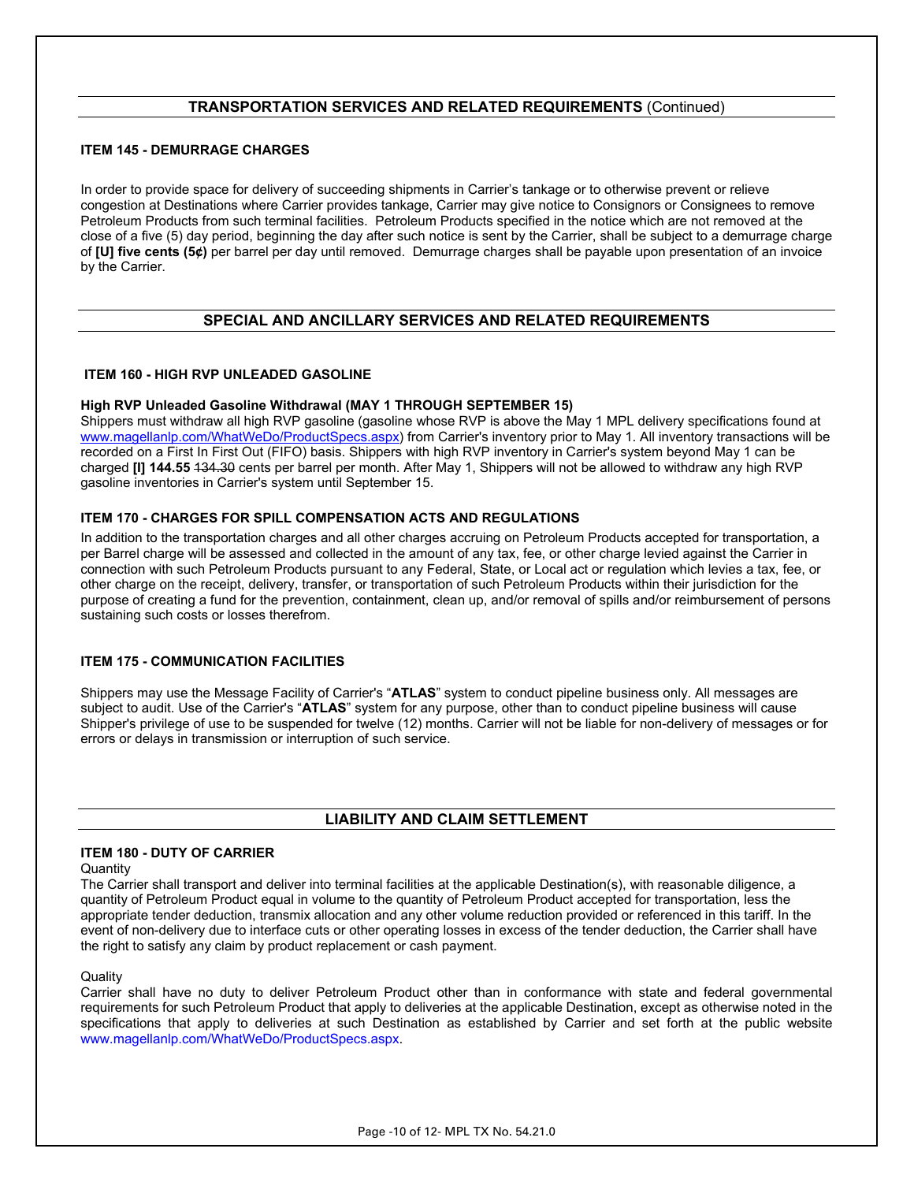## TRANSPORTATION SERVICES AND RELATED REQUIREMENTS (Continued)

### ITEM 145 - DEMURRAGE CHARGES

In order to provide space for delivery of succeeding shipments in Carrier's tankage or to otherwise prevent or relieve congestion at Destinations where Carrier provides tankage, Carrier may give notice to Consignors or Consignees to remove Petroleum Products from such terminal facilities. Petroleum Products specified in the notice which are not removed at the close of a five (5) day period, beginning the day after such notice is sent by the Carrier, shall be subject to a demurrage charge of **[U] five cents (5¢)** per barrel per day until removed. Demurrage charges shall be payable upon presentation of an invoice by the Carrier.

## SPECIAL AND ANCILLARY SERVICES AND RELATED REQUIREMENTS

### ITEM 160 - HIGH RVP UNLEADED GASOLINE

**High RVP Unleaded Gasoline Withdrawal (MAY 1 THROUGH SEPTEMBER 15)**

Shippers must withdraw all high RVP gasoline (gasoline whose RVP is above the May 1 MPL delivery specifications found at www.magellanlp.com/WhatWeDo/ProductSpecs.aspx) from Carrier's inventory prior to May 1. All inventory transactions will be recorded on a First In First Out (FIFO) basis. Shippers with high RVP inventory in Carrier's system beyond May 1 can be charged **[I] 144.55** ~~134.30~~ cents per barrel per month. After May 1, Shippers will not be allowed to withdraw any high RVP gasoline inventories in Carrier's system until September 15.

### ITEM 170 - CHARGES FOR SPILL COMPENSATION ACTS AND REGULATIONS

In addition to the transportation charges and all other charges accruing on Petroleum Products accepted for transportation, a per Barrel charge will be assessed and collected in the amount of any tax, fee, or other charge levied against the Carrier in connection with such Petroleum Products pursuant to any Federal, State, or Local act or regulation which levies a tax, fee, or other charge on the receipt, delivery, transfer, or transportation of such Petroleum Products within their jurisdiction for the purpose of creating a fund for the prevention, containment, clean up, and/or removal of spills and/or reimbursement of persons sustaining such costs or losses therefrom.

### ITEM 175 - COMMUNICATION FACILITIES

Shippers may use the Message Facility of Carrier's "**ATLAS**" system to conduct pipeline business only. All messages are subject to audit. Use of the Carrier's "**ATLAS**" system for any purpose, other than to conduct pipeline business will cause Shipper's privilege of use to be suspended for twelve (12) months. Carrier will not be liable for non-delivery of messages or for errors or delays in transmission or interruption of such service.

## LIABILITY AND CLAIM SETTLEMENT

### ITEM 180 - DUTY OF CARRIER

Quantity

The Carrier shall transport and deliver into terminal facilities at the applicable Destination(s), with reasonable diligence, a quantity of Petroleum Product equal in volume to the quantity of Petroleum Product accepted for transportation, less the appropriate tender deduction, transmix allocation and any other volume reduction provided or referenced in this tariff. In the event of non-delivery due to interface cuts or other operating losses in excess of the tender deduction, the Carrier shall have the right to satisfy any claim by product replacement or cash payment.

Quality

Carrier shall have no duty to deliver Petroleum Product other than in conformance with state and federal governmental requirements for such Petroleum Product that apply to deliveries at the applicable Destination, except as otherwise noted in the specifications that apply to deliveries at such Destination as established by Carrier and set forth at the public website www.magellanlp.com/WhatWeDo/ProductSpecs.aspx.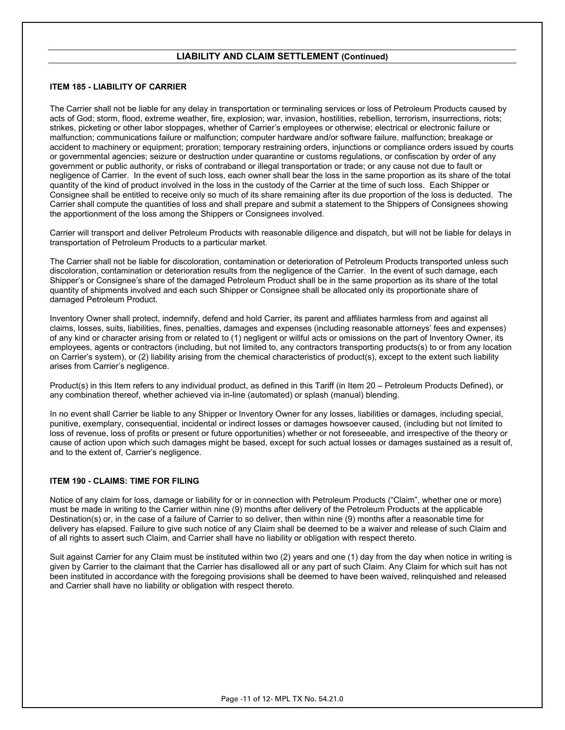## LIABILITY AND CLAIM SETTLEMENT (Continued)

### ITEM 185 - LIABILITY OF CARRIER

The Carrier shall not be liable for any delay in transportation or terminaling services or loss of Petroleum Products caused by acts of God; storm, flood, extreme weather, fire, explosion; war, invasion, hostilities, rebellion, terrorism, insurrections, riots; strikes, picketing or other labor stoppages, whether of Carrier's employees or otherwise; electrical or electronic failure or malfunction; communications failure or malfunction; computer hardware and/or software failure, malfunction; breakage or accident to machinery or equipment; proration; temporary restraining orders, injunctions or compliance orders issued by courts or governmental agencies; seizure or destruction under quarantine or customs regulations, or confiscation by order of any government or public authority, or risks of contraband or illegal transportation or trade; or any cause not due to fault or negligence of Carrier. In the event of such loss, each owner shall bear the loss in the same proportion as its share of the total quantity of the kind of product involved in the loss in the custody of the Carrier at the time of such loss. Each Shipper or Consignee shall be entitled to receive only so much of its share remaining after its due proportion of the loss is deducted. The Carrier shall compute the quantities of loss and shall prepare and submit a statement to the Shippers of Consignees showing the apportionment of the loss among the Shippers or Consignees involved.

Carrier will transport and deliver Petroleum Products with reasonable diligence and dispatch, but will not be liable for delays in transportation of Petroleum Products to a particular market.

The Carrier shall not be liable for discoloration, contamination or deterioration of Petroleum Products transported unless such discoloration, contamination or deterioration results from the negligence of the Carrier. In the event of such damage, each Shipper's or Consignee's share of the damaged Petroleum Product shall be in the same proportion as its share of the total quantity of shipments involved and each such Shipper or Consignee shall be allocated only its proportionate share of damaged Petroleum Product.

Inventory Owner shall protect, indemnify, defend and hold Carrier, its parent and affiliates harmless from and against all claims, losses, suits, liabilities, fines, penalties, damages and expenses (including reasonable attorneys' fees and expenses) of any kind or character arising from or related to (1) negligent or willful acts or omissions on the part of Inventory Owner, its employees, agents or contractors (including, but not limited to, any contractors transporting products(s) to or from any location on Carrier's system), or (2) liability arising from the chemical characteristics of product(s), except to the extent such liability arises from Carrier's negligence.

Product(s) in this Item refers to any individual product, as defined in this Tariff (in Item 20 – Petroleum Products Defined), or any combination thereof, whether achieved via in-line (automated) or splash (manual) blending.

In no event shall Carrier be liable to any Shipper or Inventory Owner for any losses, liabilities or damages, including special, punitive, exemplary, consequential, incidental or indirect losses or damages howsoever caused, (including but not limited to loss of revenue, loss of profits or present or future opportunities) whether or not foreseeable, and irrespective of the theory or cause of action upon which such damages might be based, except for such actual losses or damages sustained as a result of, and to the extent of, Carrier's negligence.

### ITEM 190 - CLAIMS: TIME FOR FILING

Notice of any claim for loss, damage or liability for or in connection with Petroleum Products ("Claim", whether one or more) must be made in writing to the Carrier within nine (9) months after delivery of the Petroleum Products at the applicable Destination(s) or, in the case of a failure of Carrier to so deliver, then within nine (9) months after a reasonable time for delivery has elapsed. Failure to give such notice of any Claim shall be deemed to be a waiver and release of such Claim and of all rights to assert such Claim, and Carrier shall have no liability or obligation with respect thereto.

Suit against Carrier for any Claim must be instituted within two (2) years and one (1) day from the day when notice in writing is given by Carrier to the claimant that the Carrier has disallowed all or any part of such Claim. Any Claim for which suit has not been instituted in accordance with the foregoing provisions shall be deemed to have been waived, relinquished and released and Carrier shall have no liability or obligation with respect thereto.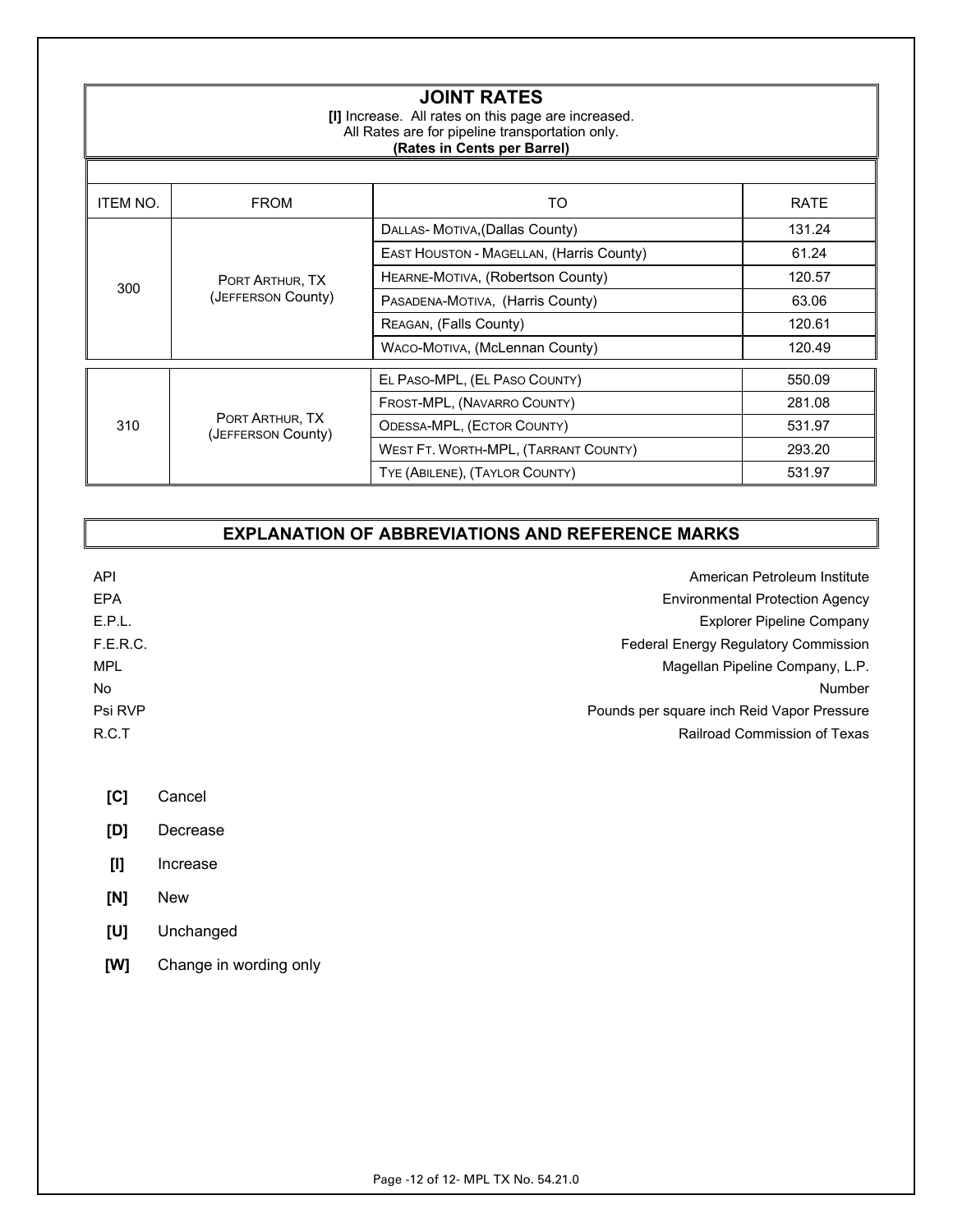## JOINT RATES

**[I]** Increase. All rates on this page are increased.
All Rates are for pipeline transportation only.
**(Rates in Cents per Barrel)**

| ITEM NO. | FROM | TO | RATE |
|---|---|---|---|
| 300 | PORT ARTHUR, TX (JEFFERSON County) | DALLAS- MOTIVA,(Dallas County) | 131.24 |
| | | EAST HOUSTON - MAGELLAN, (Harris County) | 61.24 |
| | | HEARNE-MOTIVA, (Robertson County) | 120.57 |
| | | PASADENA-MOTIVA, (Harris County) | 63.06 |
| | | REAGAN, (Falls County) | 120.61 |
| | | WACO-MOTIVA, (McLennan County) | 120.49 |
| 310 | PORT ARTHUR, TX (JEFFERSON County) | EL PASO-MPL, (EL PASO COUNTY) | 550.09 |
| | | FROST-MPL, (NAVARRO COUNTY) | 281.08 |
| | | ODESSA-MPL, (ECTOR COUNTY) | 531.97 |
| | | WEST FT. WORTH-MPL, (TARRANT COUNTY) | 293.20 |
| | | TYE (ABILENE), (TAYLOR COUNTY) | 531.97 |

## EXPLANATION OF ABBREVIATIONS AND REFERENCE MARKS

| | |
|---|---|
| API | American Petroleum Institute |
| EPA | Environmental Protection Agency |
| E.P.L. | Explorer Pipeline Company |
| F.E.R.C. | Federal Energy Regulatory Commission |
| MPL | Magellan Pipeline Company, L.P. |
| No | Number |
| Psi RVP | Pounds per square inch Reid Vapor Pressure |
| R.C.T | Railroad Commission of Texas |

**[C]** Cancel

**[D]** Decrease

**[I]** Increase

**[N]** New

**[U]** Unchanged

**[W]** Change in wording only